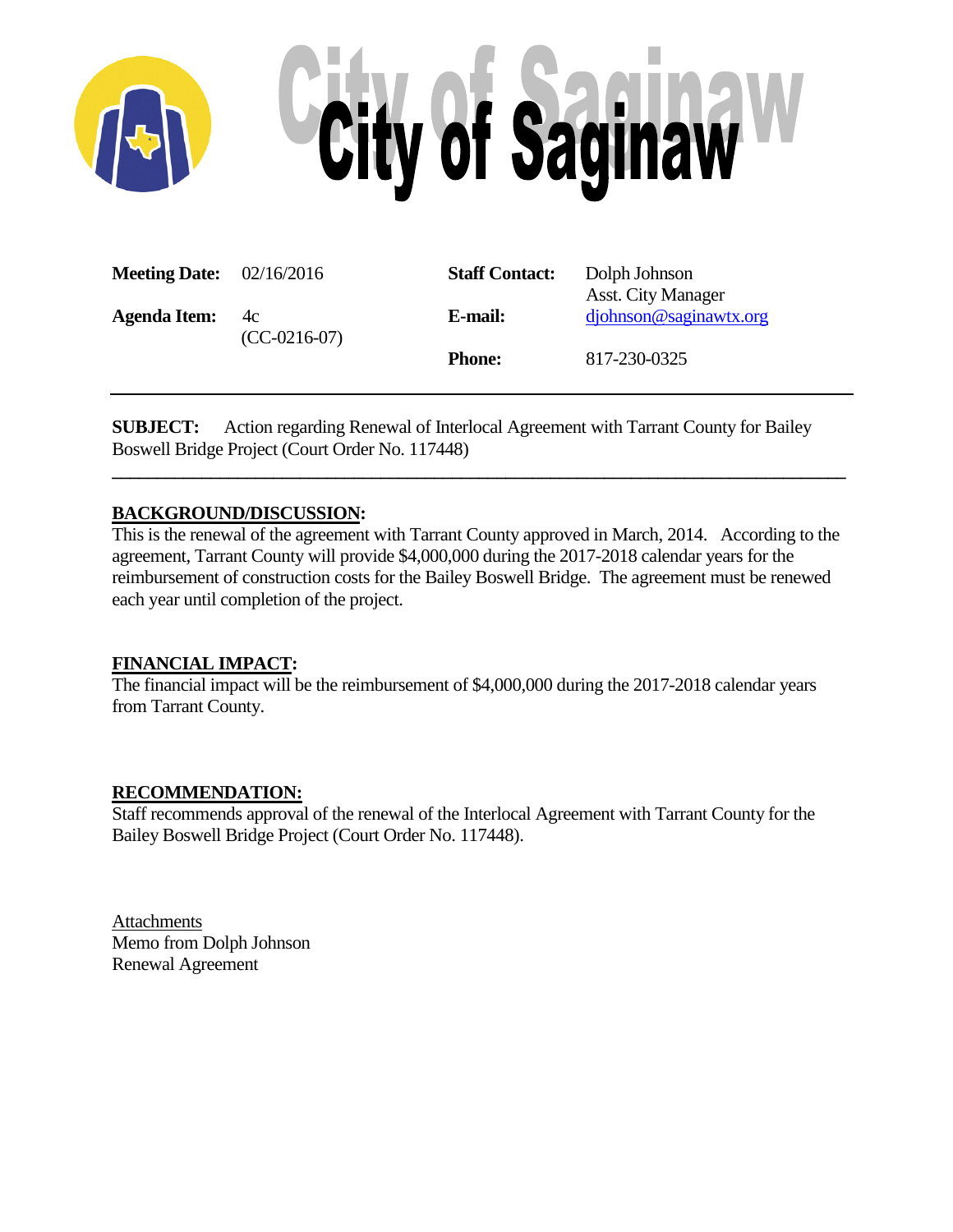# City of Saginaw

| | | | |
|---|---|---|---|
| **Meeting Date:** | 02/16/2016 | **Staff Contact:** | Dolph Johnson<br>Asst. City Manager |
| **Agenda Item:** | 4c<br>(CC-0216-07) | **E-mail:** | djohnson@saginawtx.org |
| | | **Phone:** | 817-230-0325 |

---

**SUBJECT:** Action regarding Renewal of Interlocal Agreement with Tarrant County for Bailey Boswell Bridge Project (Court Order No. 117448)

---

**BACKGROUND/DISCUSSION:**

This is the renewal of the agreement with Tarrant County approved in March, 2014. According to the agreement, Tarrant County will provide $4,000,000 during the 2017-2018 calendar years for the reimbursement of construction costs for the Bailey Boswell Bridge. The agreement must be renewed each year until completion of the project.

**FINANCIAL IMPACT:**

The financial impact will be the reimbursement of $4,000,000 during the 2017-2018 calendar years from Tarrant County.

**RECOMMENDATION:**

Staff recommends approval of the renewal of the Interlocal Agreement with Tarrant County for the Bailey Boswell Bridge Project (Court Order No. 117448).

Attachments
Memo from Dolph Johnson
Renewal Agreement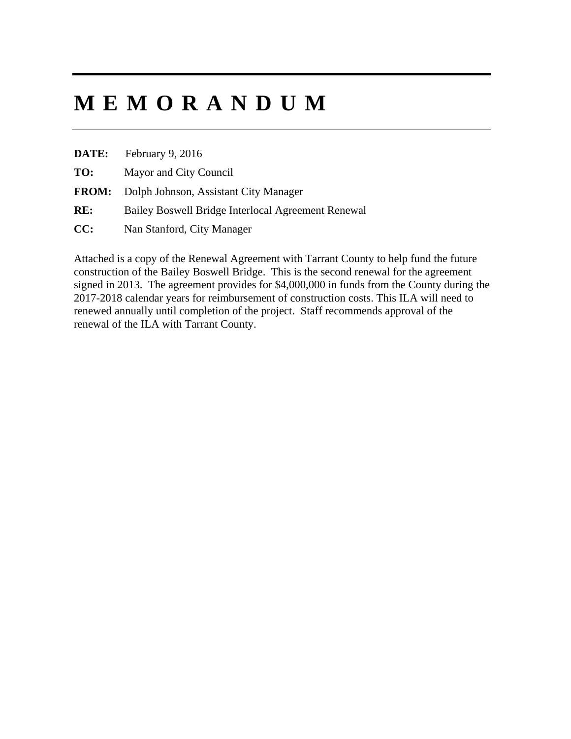---

# M E M O R A N D U M

---

**DATE:** February 9, 2016

**TO:** Mayor and City Council

**FROM:** Dolph Johnson, Assistant City Manager

**RE:** Bailey Boswell Bridge Interlocal Agreement Renewal

**CC:** Nan Stanford, City Manager

Attached is a copy of the Renewal Agreement with Tarrant County to help fund the future construction of the Bailey Boswell Bridge. This is the second renewal for the agreement signed in 2013. The agreement provides for $4,000,000 in funds from the County during the 2017-2018 calendar years for reimbursement of construction costs. This ILA will need to renewed annually until completion of the project. Staff recommends approval of the renewal of the ILA with Tarrant County.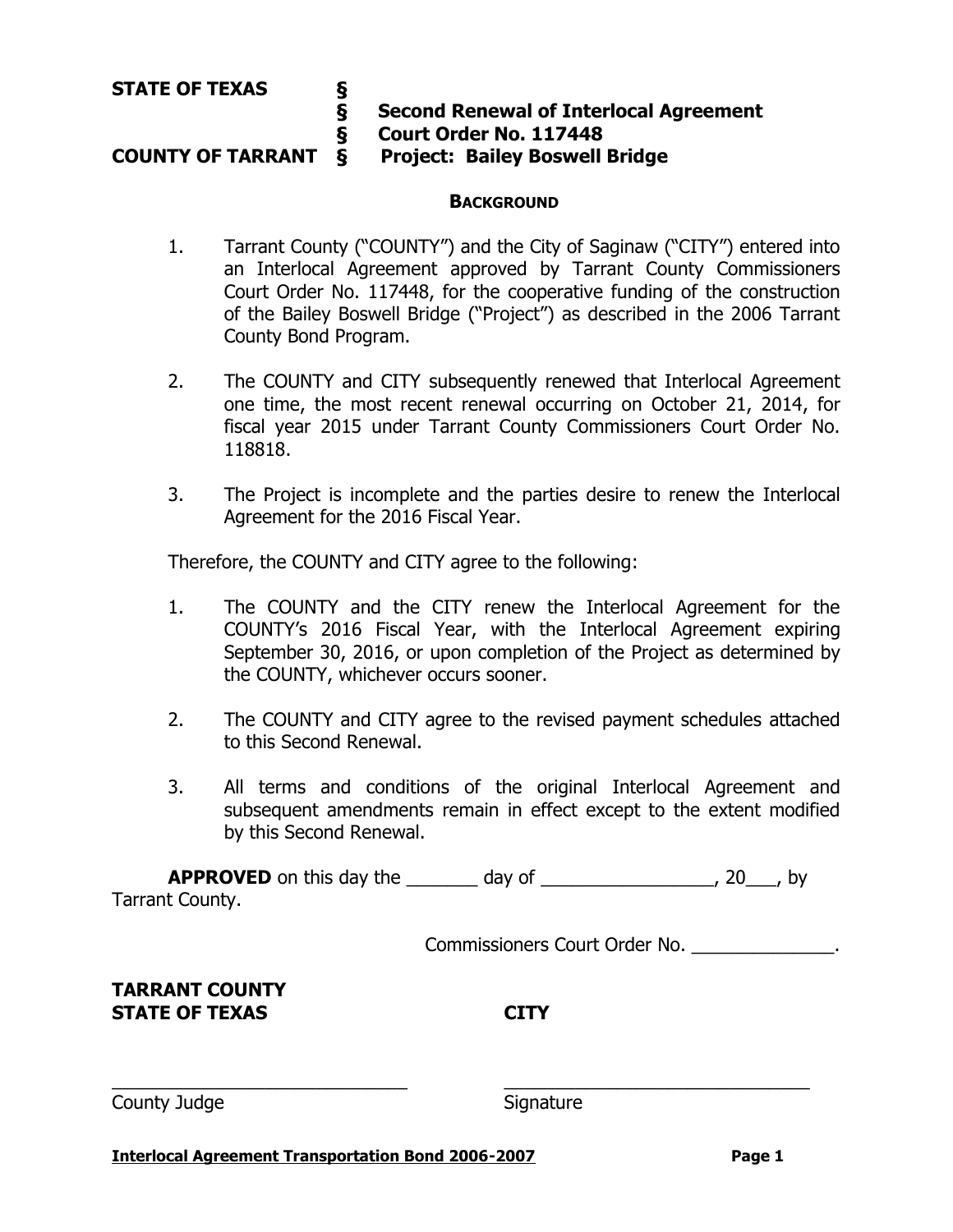**STATE OF TEXAS §**
**§ Second Renewal of Interlocal Agreement**
**§ Court Order No. 117448**
**COUNTY OF TARRANT § Project: Bailey Boswell Bridge**

## BACKGROUND

1. Tarrant County ("COUNTY") and the City of Saginaw ("CITY") entered into an Interlocal Agreement approved by Tarrant County Commissioners Court Order No. 117448, for the cooperative funding of the construction of the Bailey Boswell Bridge ("Project") as described in the 2006 Tarrant County Bond Program.

2. The COUNTY and CITY subsequently renewed that Interlocal Agreement one time, the most recent renewal occurring on October 21, 2014, for fiscal year 2015 under Tarrant County Commissioners Court Order No. 118818.

3. The Project is incomplete and the parties desire to renew the Interlocal Agreement for the 2016 Fiscal Year.

Therefore, the COUNTY and CITY agree to the following:

1. The COUNTY and the CITY renew the Interlocal Agreement for the COUNTY's 2016 Fiscal Year, with the Interlocal Agreement expiring September 30, 2016, or upon completion of the Project as determined by the COUNTY, whichever occurs sooner.

2. The COUNTY and CITY agree to the revised payment schedules attached to this Second Renewal.

3. All terms and conditions of the original Interlocal Agreement and subsequent amendments remain in effect except to the extent modified by this Second Renewal.

**APPROVED** on this day the _______ day of _________________, 20___, by Tarrant County.

Commissioners Court Order No. ______________.

**TARRANT COUNTY**
**STATE OF TEXAS**

**CITY**

______________________________
County Judge

______________________________
Signature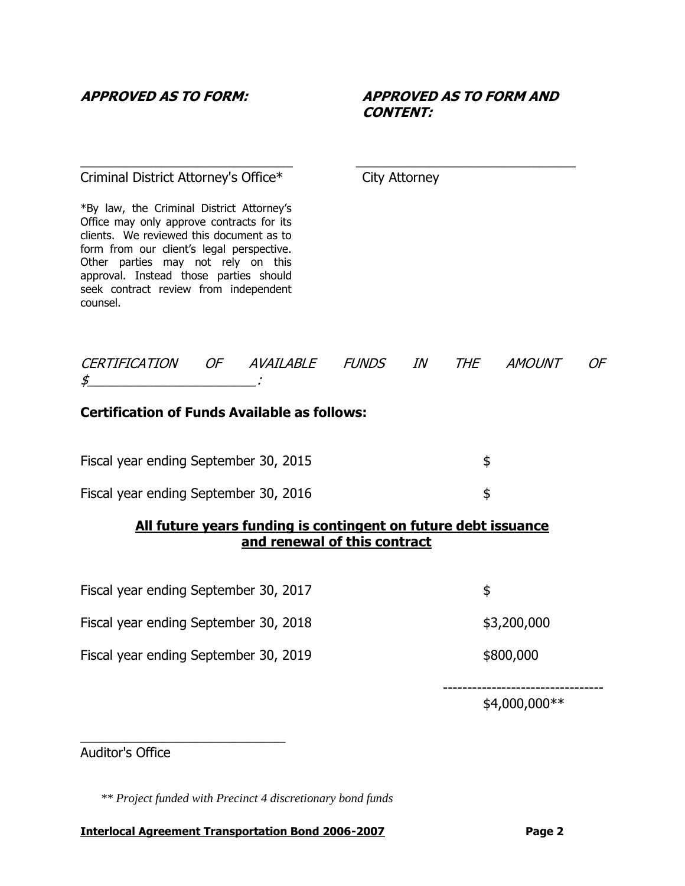***APPROVED AS TO FORM:***

______________________________

Criminal District Attorney's Office*

*By law, the Criminal District Attorney's Office may only approve contracts for its clients. We reviewed this document as to form from our client's legal perspective. Other parties may not rely on this approval. Instead those parties should seek contract review from independent counsel.

***APPROVED AS TO FORM AND CONTENT:***

______________________________

City Attorney

*CERTIFICATION OF AVAILABLE FUNDS IN THE AMOUNT OF $______________________:*

**Certification of Funds Available as follows:**

| | |
|---|---|
| Fiscal year ending September 30, 2015 | $ |
| Fiscal year ending September 30, 2016 | $ |

**<u>All future years funding is contingent on future debt issuance and renewal of this contract</u>**

| | |
|---|---|
| Fiscal year ending September 30, 2017 | $ |
| Fiscal year ending September 30, 2018 | $3,200,000 |
| Fiscal year ending September 30, 2019 | $800,000 |
| | -------------------------------- |
| | $4,000,000** |

______________________________

Auditor's Office

*** Project funded with Precinct 4 discretionary bond funds*

**<u>Interlocal Agreement Transportation Bond 2006-2007</u>**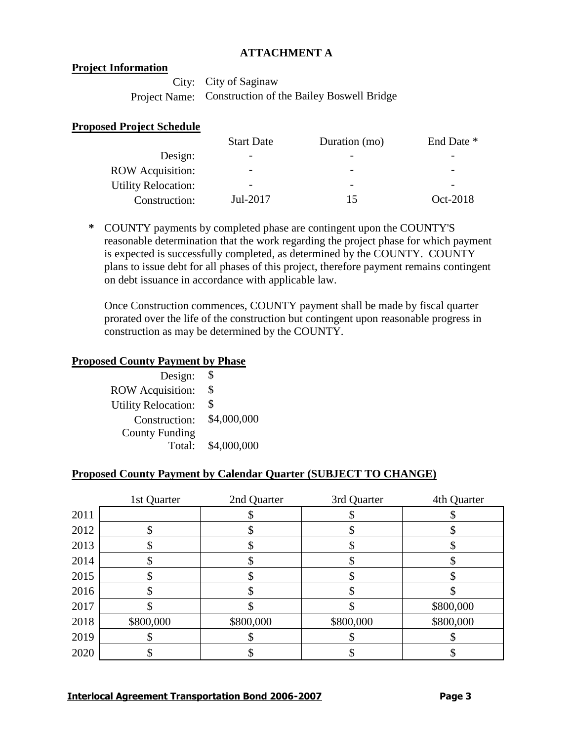## ATTACHMENT A

**Project Information**

City: City of Saginaw

Project Name: Construction of the Bailey Boswell Bridge

**Proposed Project Schedule**

| | Start Date | Duration (mo) | End Date * |
|---|---|---|---|
| Design: | - | - | - |
| ROW Acquisition: | - | - | - |
| Utility Relocation: | - | - | - |
| Construction: | Jul-2017 | 15 | Oct-2018 |

\* COUNTY payments by completed phase are contingent upon the COUNTY'S reasonable determination that the work regarding the project phase for which payment is expected is successfully completed, as determined by the COUNTY. COUNTY plans to issue debt for all phases of this project, therefore payment remains contingent on debt issuance in accordance with applicable law.

Once Construction commences, COUNTY payment shall be made by fiscal quarter prorated over the life of the construction but contingent upon reasonable progress in construction as may be determined by the COUNTY.

**Proposed County Payment by Phase**

| | |
|---|---|
| Design: | $ |
| ROW Acquisition: | $ |
| Utility Relocation: | $ |
| Construction: | $4,000,000 |
| County Funding Total: | $4,000,000 |

**Proposed County Payment by Calendar Quarter (SUBJECT TO CHANGE)**

| | 1st Quarter | 2nd Quarter | 3rd Quarter | 4th Quarter |
|---|---|---|---|---|
| 2011 | | $ | $ | $ |
| 2012 | $ | $ | $ | $ |
| 2013 | $ | $ | $ | $ |
| 2014 | $ | $ | $ | $ |
| 2015 | $ | $ | $ | $ |
| 2016 | $ | $ | $ | $ |
| 2017 | $ | $ | $ | $800,000 |
| 2018 | $800,000 | $800,000 | $800,000 | $800,000 |
| 2019 | $ | $ | $ | $ |
| 2020 | $ | $ | $ | $ |